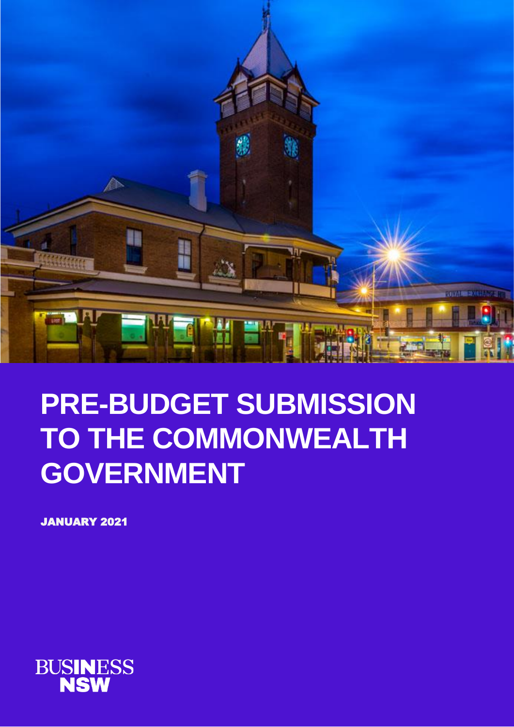# PRE-BUDGET SUBMISSION TO THE COMMONWEALTH GOVERNMENT

JANUARY 2021

BUSINESS NSW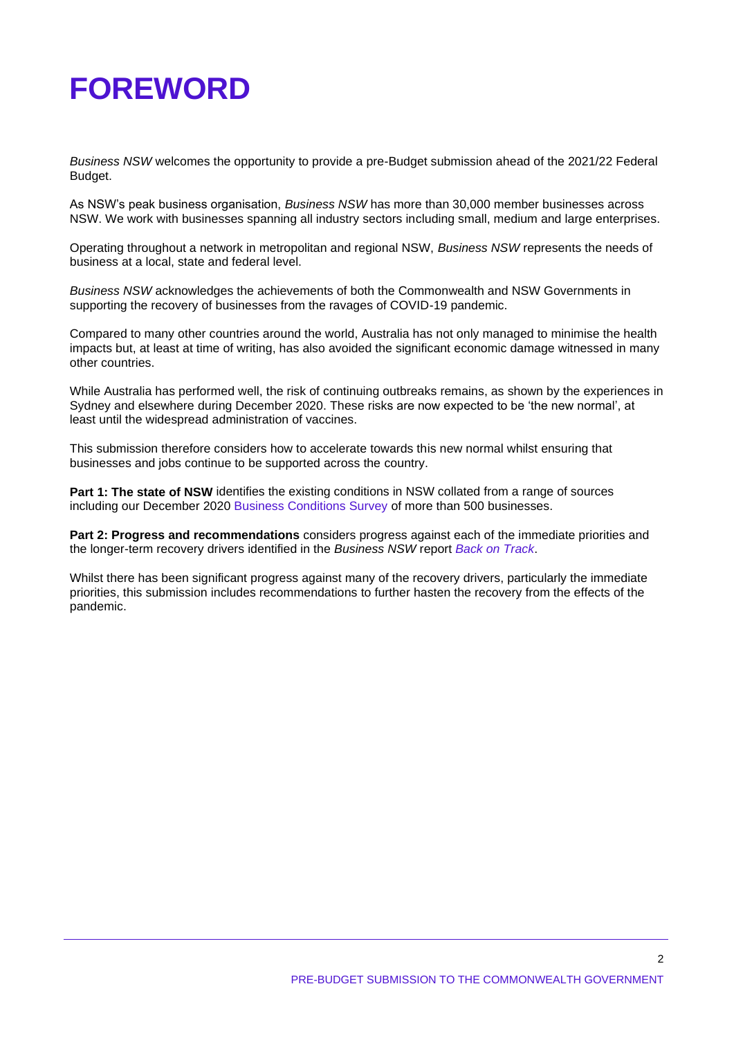# FOREWORD

*Business NSW* welcomes the opportunity to provide a pre-Budget submission ahead of the 2021/22 Federal Budget.

As NSW's peak business organisation, *Business NSW* has more than 30,000 member businesses across NSW. We work with businesses spanning all industry sectors including small, medium and large enterprises.

Operating throughout a network in metropolitan and regional NSW, *Business NSW* represents the needs of business at a local, state and federal level.

*Business NSW* acknowledges the achievements of both the Commonwealth and NSW Governments in supporting the recovery of businesses from the ravages of COVID-19 pandemic.

Compared to many other countries around the world, Australia has not only managed to minimise the health impacts but, at least at time of writing, has also avoided the significant economic damage witnessed in many other countries.

While Australia has performed well, the risk of continuing outbreaks remains, as shown by the experiences in Sydney and elsewhere during December 2020. These risks are now expected to be 'the new normal', at least until the widespread administration of vaccines.

This submission therefore considers how to accelerate towards this new normal whilst ensuring that businesses and jobs continue to be supported across the country.

**Part 1: The state of NSW** identifies the existing conditions in NSW collated from a range of sources including our December 2020 Business Conditions Survey of more than 500 businesses.

**Part 2: Progress and recommendations** considers progress against each of the immediate priorities and the longer-term recovery drivers identified in the *Business NSW* report *Back on Track*.

Whilst there has been significant progress against many of the recovery drivers, particularly the immediate priorities, this submission includes recommendations to further hasten the recovery from the effects of the pandemic.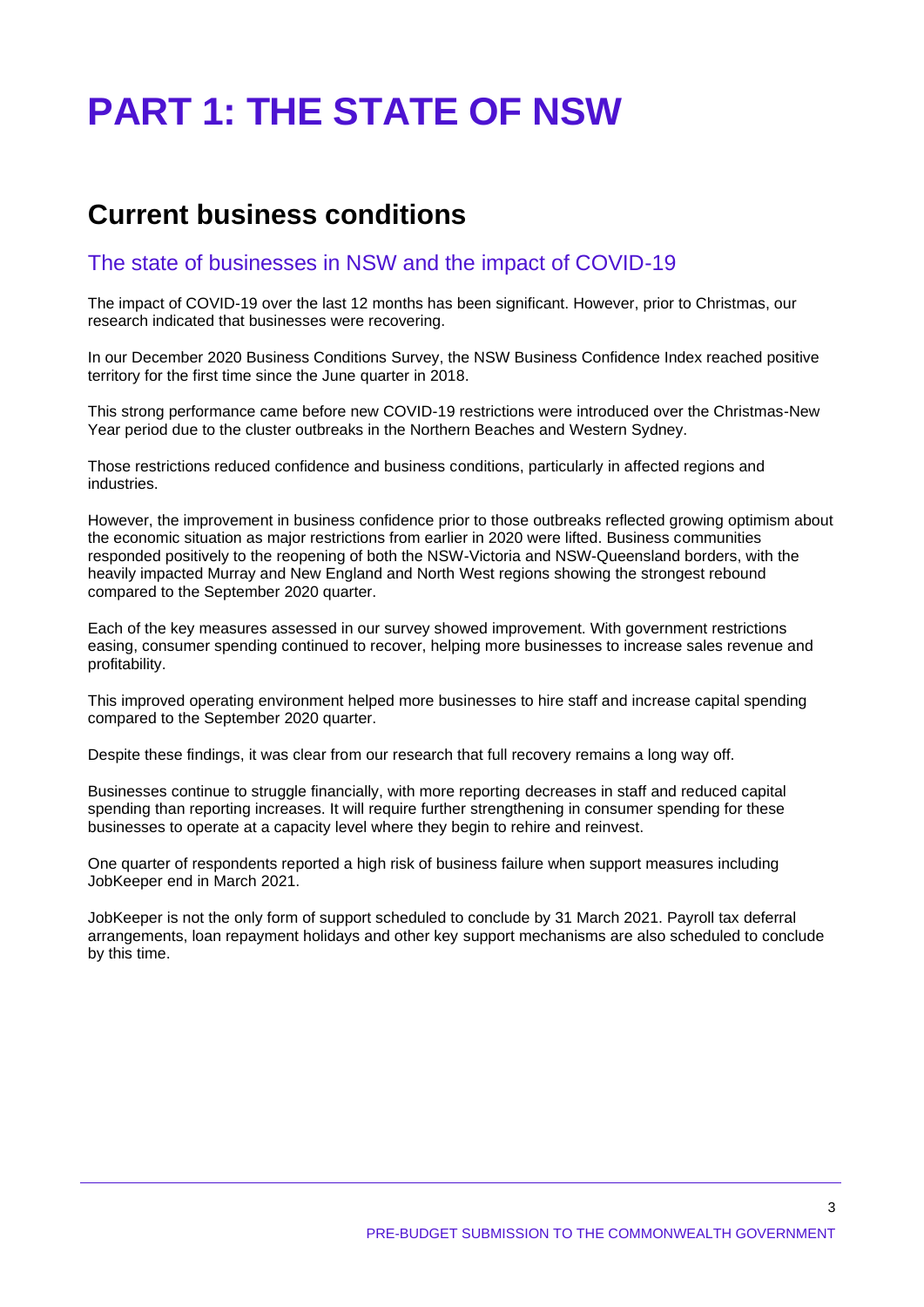# PART 1: THE STATE OF NSW

## Current business conditions

### The state of businesses in NSW and the impact of COVID-19

The impact of COVID-19 over the last 12 months has been significant. However, prior to Christmas, our research indicated that businesses were recovering.

In our December 2020 Business Conditions Survey, the NSW Business Confidence Index reached positive territory for the first time since the June quarter in 2018.

This strong performance came before new COVID-19 restrictions were introduced over the Christmas-New Year period due to the cluster outbreaks in the Northern Beaches and Western Sydney.

Those restrictions reduced confidence and business conditions, particularly in affected regions and industries.

However, the improvement in business confidence prior to those outbreaks reflected growing optimism about the economic situation as major restrictions from earlier in 2020 were lifted. Business communities responded positively to the reopening of both the NSW-Victoria and NSW-Queensland borders, with the heavily impacted Murray and New England and North West regions showing the strongest rebound compared to the September 2020 quarter.

Each of the key measures assessed in our survey showed improvement. With government restrictions easing, consumer spending continued to recover, helping more businesses to increase sales revenue and profitability.

This improved operating environment helped more businesses to hire staff and increase capital spending compared to the September 2020 quarter.

Despite these findings, it was clear from our research that full recovery remains a long way off.

Businesses continue to struggle financially, with more reporting decreases in staff and reduced capital spending than reporting increases. It will require further strengthening in consumer spending for these businesses to operate at a capacity level where they begin to rehire and reinvest.

One quarter of respondents reported a high risk of business failure when support measures including JobKeeper end in March 2021.

JobKeeper is not the only form of support scheduled to conclude by 31 March 2021. Payroll tax deferral arrangements, loan repayment holidays and other key support mechanisms are also scheduled to conclude by this time.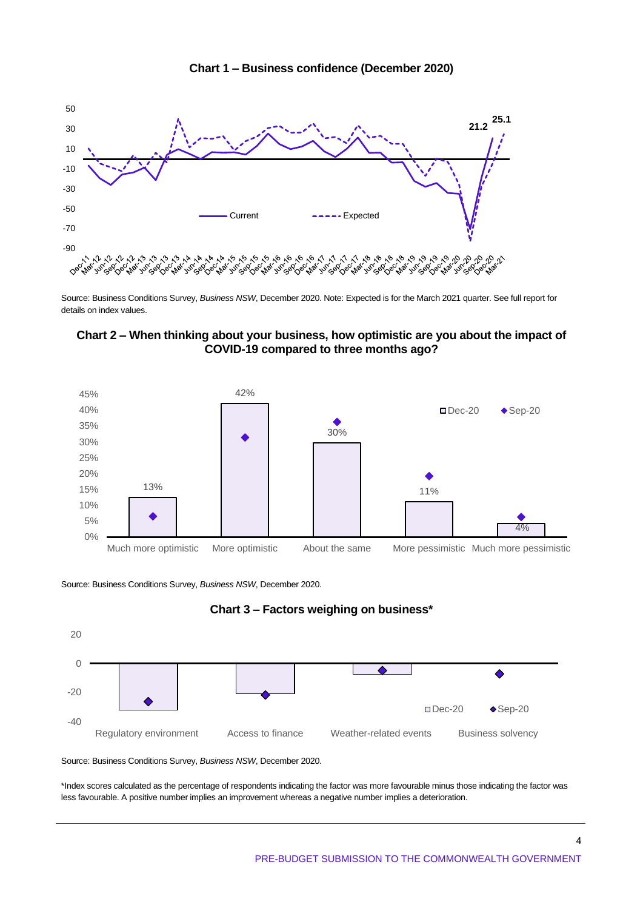**Chart 1 – Business confidence (December 2020)**

Source: Business Conditions Survey, *Business NSW*, December 2020. Note: Expected is for the March 2021 quarter. See full report for details on index values.

**Chart 2 – When thinking about your business, how optimistic are you about the impact of COVID-19 compared to three months ago?**

Source: Business Conditions Survey, *Business NSW*, December 2020.

**Chart 3 – Factors weighing on business***

Source: Business Conditions Survey, *Business NSW*, December 2020.

*Index scores calculated as the percentage of respondents indicating the factor was more favourable minus those indicating the factor was less favourable. A positive number implies an improvement whereas a negative number implies a deterioration.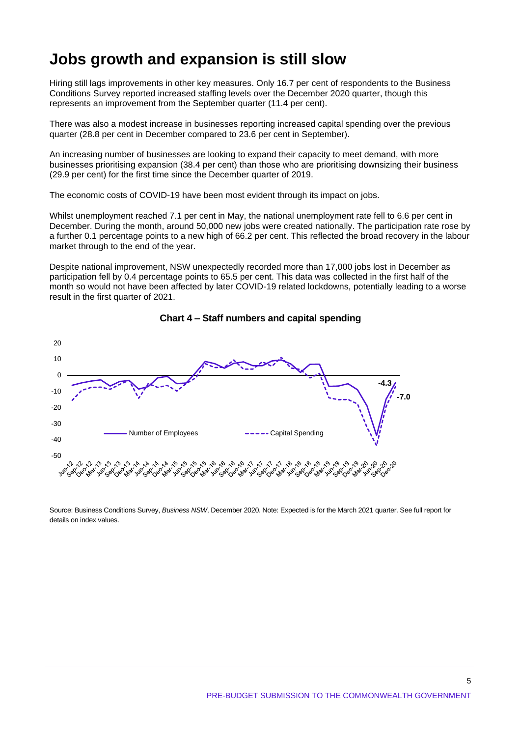# Jobs growth and expansion is still slow

Hiring still lags improvements in other key measures. Only 16.7 per cent of respondents to the Business Conditions Survey reported increased staffing levels over the December 2020 quarter, though this represents an improvement from the September quarter (11.4 per cent).

There was also a modest increase in businesses reporting increased capital spending over the previous quarter (28.8 per cent in December compared to 23.6 per cent in September).

An increasing number of businesses are looking to expand their capacity to meet demand, with more businesses prioritising expansion (38.4 per cent) than those who are prioritising downsizing their business (29.9 per cent) for the first time since the December quarter of 2019.

The economic costs of COVID-19 have been most evident through its impact on jobs.

Whilst unemployment reached 7.1 per cent in May, the national unemployment rate fell to 6.6 per cent in December. During the month, around 50,000 new jobs were created nationally. The participation rate rose by a further 0.1 percentage points to a new high of 66.2 per cent. This reflected the broad recovery in the labour market through to the end of the year.

Despite national improvement, NSW unexpectedly recorded more than 17,000 jobs lost in December as participation fell by 0.4 percentage points to 65.5 per cent. This data was collected in the first half of the month so would not have been affected by later COVID-19 related lockdowns, potentially leading to a worse result in the first quarter of 2021.

**Chart 4 – Staff numbers and capital spending**

Source: Business Conditions Survey, *Business NSW*, December 2020. Note: Expected is for the March 2021 quarter. See full report for details on index values.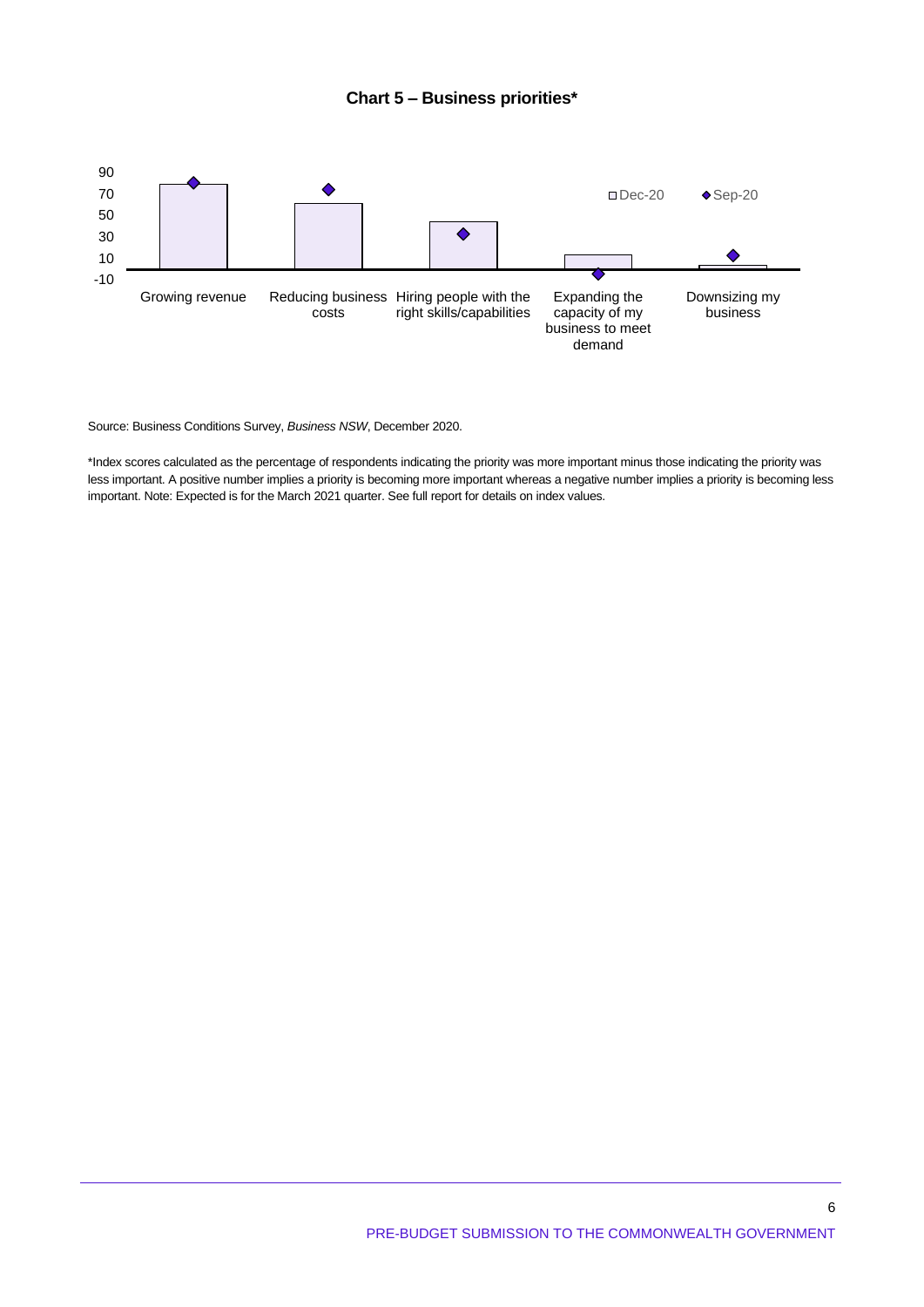**Chart 5 – Business priorities***

| | Dec-20 | Sep-20 |
|---|---|---|
| Growing revenue | | |
| Reducing business costs | | |
| Hiring people with the right skills/capabilities | | |
| Expanding the capacity of my business to meet demand | | |
| Downsizing my business | | |

Source: Business Conditions Survey, *Business NSW*, December 2020.

*Index scores calculated as the percentage of respondents indicating the priority was more important minus those indicating the priority was less important. A positive number implies a priority is becoming more important whereas a negative number implies a priority is becoming less important. Note: Expected is for the March 2021 quarter. See full report for details on index values.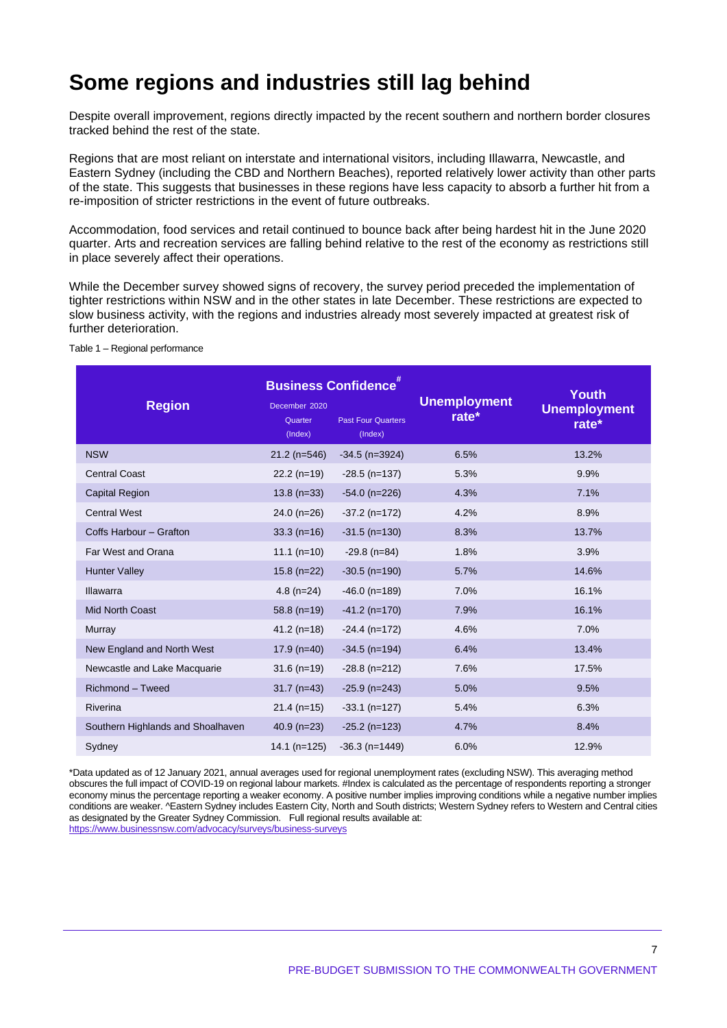# Some regions and industries still lag behind

Despite overall improvement, regions directly impacted by the recent southern and northern border closures tracked behind the rest of the state.

Regions that are most reliant on interstate and international visitors, including Illawarra, Newcastle, and Eastern Sydney (including the CBD and Northern Beaches), reported relatively lower activity than other parts of the state. This suggests that businesses in these regions have less capacity to absorb a further hit from a re-imposition of stricter restrictions in the event of future outbreaks.

Accommodation, food services and retail continued to bounce back after being hardest hit in the June 2020 quarter. Arts and recreation services are falling behind relative to the rest of the economy as restrictions still in place severely affect their operations.

While the December survey showed signs of recovery, the survey period preceded the implementation of tighter restrictions within NSW and in the other states in late December. These restrictions are expected to slow business activity, with the regions and industries already most severely impacted at greatest risk of further deterioration.

Table 1 – Regional performance

| Region | Business Confidence# | | Unemployment rate* | Youth Unemployment rate* |
|---|---|---|---|---|
| | December 2020 Quarter (Index) | Past Four Quarters (Index) | | |
| NSW | 21.2 (n=546) | -34.5 (n=3924) | 6.5% | 13.2% |
| Central Coast | 22.2 (n=19) | -28.5 (n=137) | 5.3% | 9.9% |
| Capital Region | 13.8 (n=33) | -54.0 (n=226) | 4.3% | 7.1% |
| Central West | 24.0 (n=26) | -37.2 (n=172) | 4.2% | 8.9% |
| Coffs Harbour – Grafton | 33.3 (n=16) | -31.5 (n=130) | 8.3% | 13.7% |
| Far West and Orana | 11.1 (n=10) | -29.8 (n=84) | 1.8% | 3.9% |
| Hunter Valley | 15.8 (n=22) | -30.5 (n=190) | 5.7% | 14.6% |
| Illawarra | 4.8 (n=24) | -46.0 (n=189) | 7.0% | 16.1% |
| Mid North Coast | 58.8 (n=19) | -41.2 (n=170) | 7.9% | 16.1% |
| Murray | 41.2 (n=18) | -24.4 (n=172) | 4.6% | 7.0% |
| New England and North West | 17.9 (n=40) | -34.5 (n=194) | 6.4% | 13.4% |
| Newcastle and Lake Macquarie | 31.6 (n=19) | -28.8 (n=212) | 7.6% | 17.5% |
| Richmond – Tweed | 31.7 (n=43) | -25.9 (n=243) | 5.0% | 9.5% |
| Riverina | 21.4 (n=15) | -33.1 (n=127) | 5.4% | 6.3% |
| Southern Highlands and Shoalhaven | 40.9 (n=23) | -25.2 (n=123) | 4.7% | 8.4% |
| Sydney | 14.1 (n=125) | -36.3 (n=1449) | 6.0% | 12.9% |

*Data updated as of 12 January 2021, annual averages used for regional unemployment rates (excluding NSW). This averaging method obscures the full impact of COVID-19 on regional labour markets. #Index is calculated as the percentage of respondents reporting a stronger economy minus the percentage reporting a weaker economy. A positive number implies improving conditions while a negative number implies conditions are weaker. ^Eastern Sydney includes Eastern City, North and South districts; Western Sydney refers to Western and Central cities as designated by the Greater Sydney Commission. Full regional results available at: https://www.businessnsw.com/advocacy/surveys/business-surveys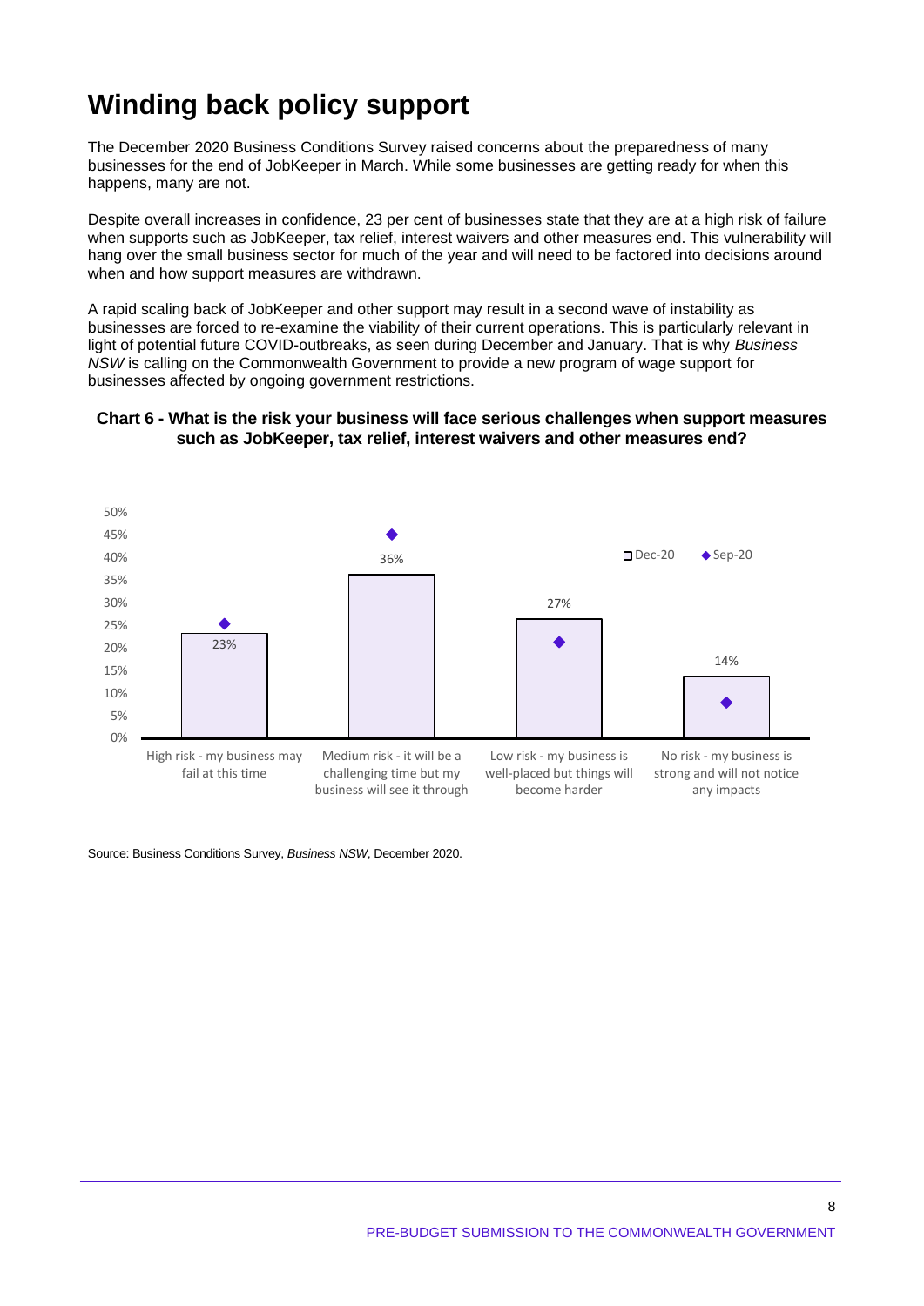# Winding back policy support

The December 2020 Business Conditions Survey raised concerns about the preparedness of many businesses for the end of JobKeeper in March. While some businesses are getting ready for when this happens, many are not.

Despite overall increases in confidence, 23 per cent of businesses state that they are at a high risk of failure when supports such as JobKeeper, tax relief, interest waivers and other measures end. This vulnerability will hang over the small business sector for much of the year and will need to be factored into decisions around when and how support measures are withdrawn.

A rapid scaling back of JobKeeper and other support may result in a second wave of instability as businesses are forced to re-examine the viability of their current operations. This is particularly relevant in light of potential future COVID-outbreaks, as seen during December and January. That is why *Business NSW* is calling on the Commonwealth Government to provide a new program of wage support for businesses affected by ongoing government restrictions.

**Chart 6 - What is the risk your business will face serious challenges when support measures such as JobKeeper, tax relief, interest waivers and other measures end?**

| | Dec-20 |
|---|---|
| High risk - my business may fail at this time | 23% |
| Medium risk - it will be a challenging time but my business will see it through | 36% |
| Low risk - my business is well-placed but things will become harder | 27% |
| No risk - my business is strong and will not notice any impacts | 14% |

Source: Business Conditions Survey, *Business NSW*, December 2020.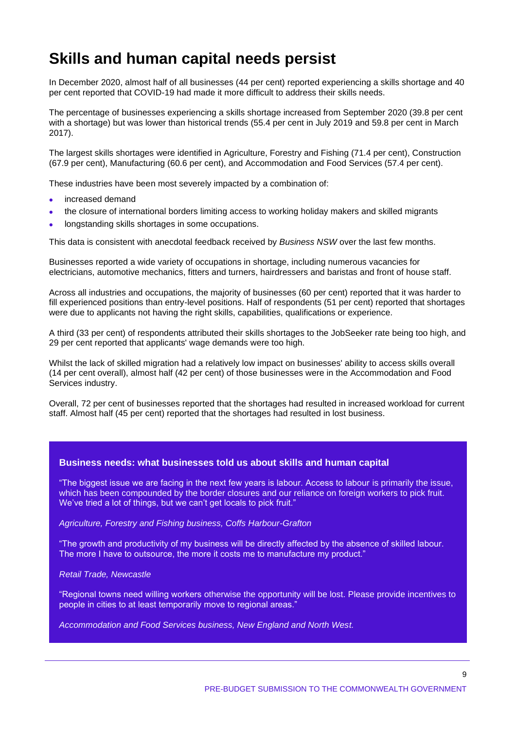# Skills and human capital needs persist

In December 2020, almost half of all businesses (44 per cent) reported experiencing a skills shortage and 40 per cent reported that COVID-19 had made it more difficult to address their skills needs.

The percentage of businesses experiencing a skills shortage increased from September 2020 (39.8 per cent with a shortage) but was lower than historical trends (55.4 per cent in July 2019 and 59.8 per cent in March 2017).

The largest skills shortages were identified in Agriculture, Forestry and Fishing (71.4 per cent), Construction (67.9 per cent), Manufacturing (60.6 per cent), and Accommodation and Food Services (57.4 per cent).

These industries have been most severely impacted by a combination of:

- increased demand
- the closure of international borders limiting access to working holiday makers and skilled migrants
- longstanding skills shortages in some occupations.

This data is consistent with anecdotal feedback received by *Business NSW* over the last few months.

Businesses reported a wide variety of occupations in shortage, including numerous vacancies for electricians, automotive mechanics, fitters and turners, hairdressers and baristas and front of house staff.

Across all industries and occupations, the majority of businesses (60 per cent) reported that it was harder to fill experienced positions than entry-level positions. Half of respondents (51 per cent) reported that shortages were due to applicants not having the right skills, capabilities, qualifications or experience.

A third (33 per cent) of respondents attributed their skills shortages to the JobSeeker rate being too high, and 29 per cent reported that applicants' wage demands were too high.

Whilst the lack of skilled migration had a relatively low impact on businesses' ability to access skills overall (14 per cent overall), almost half (42 per cent) of those businesses were in the Accommodation and Food Services industry.

Overall, 72 per cent of businesses reported that the shortages had resulted in increased workload for current staff. Almost half (45 per cent) reported that the shortages had resulted in lost business.

**Business needs: what businesses told us about skills and human capital**

"The biggest issue we are facing in the next few years is labour. Access to labour is primarily the issue, which has been compounded by the border closures and our reliance on foreign workers to pick fruit. We've tried a lot of things, but we can't get locals to pick fruit."

*Agriculture, Forestry and Fishing business, Coffs Harbour-Grafton*

"The growth and productivity of my business will be directly affected by the absence of skilled labour. The more I have to outsource, the more it costs me to manufacture my product."

*Retail Trade, Newcastle*

"Regional towns need willing workers otherwise the opportunity will be lost. Please provide incentives to people in cities to at least temporarily move to regional areas."

*Accommodation and Food Services business, New England and North West.*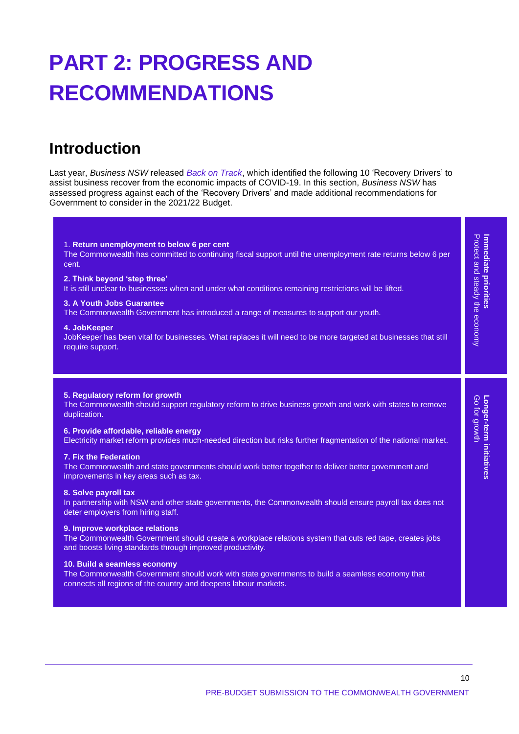# PART 2: PROGRESS AND RECOMMENDATIONS

## Introduction

Last year, *Business NSW* released *Back on Track*, which identified the following 10 'Recovery Drivers' to assist business recover from the economic impacts of COVID-19. In this section, *Business NSW* has assessed progress against each of the 'Recovery Drivers' and made additional recommendations for Government to consider in the 2021/22 Budget.

**Immediate priorities**
Protect and steady the economy

1. **Return unemployment to below 6 per cent**
The Commonwealth has committed to continuing fiscal support until the unemployment rate returns below 6 per cent.

**2. Think beyond 'step three'**
It is still unclear to businesses when and under what conditions remaining restrictions will be lifted.

**3. A Youth Jobs Guarantee**
The Commonwealth Government has introduced a range of measures to support our youth.

**4. JobKeeper**
JobKeeper has been vital for businesses. What replaces it will need to be more targeted at businesses that still require support.

**Longer-term initiatives**
Go for growth

**5. Regulatory reform for growth**
The Commonwealth should support regulatory reform to drive business growth and work with states to remove duplication.

**6. Provide affordable, reliable energy**
Electricity market reform provides much-needed direction but risks further fragmentation of the national market.

**7. Fix the Federation**
The Commonwealth and state governments should work better together to deliver better government and improvements in key areas such as tax.

**8. Solve payroll tax**
In partnership with NSW and other state governments, the Commonwealth should ensure payroll tax does not deter employers from hiring staff.

**9. Improve workplace relations**
The Commonwealth Government should create a workplace relations system that cuts red tape, creates jobs and boosts living standards through improved productivity.

**10. Build a seamless economy**
The Commonwealth Government should work with state governments to build a seamless economy that connects all regions of the country and deepens labour markets.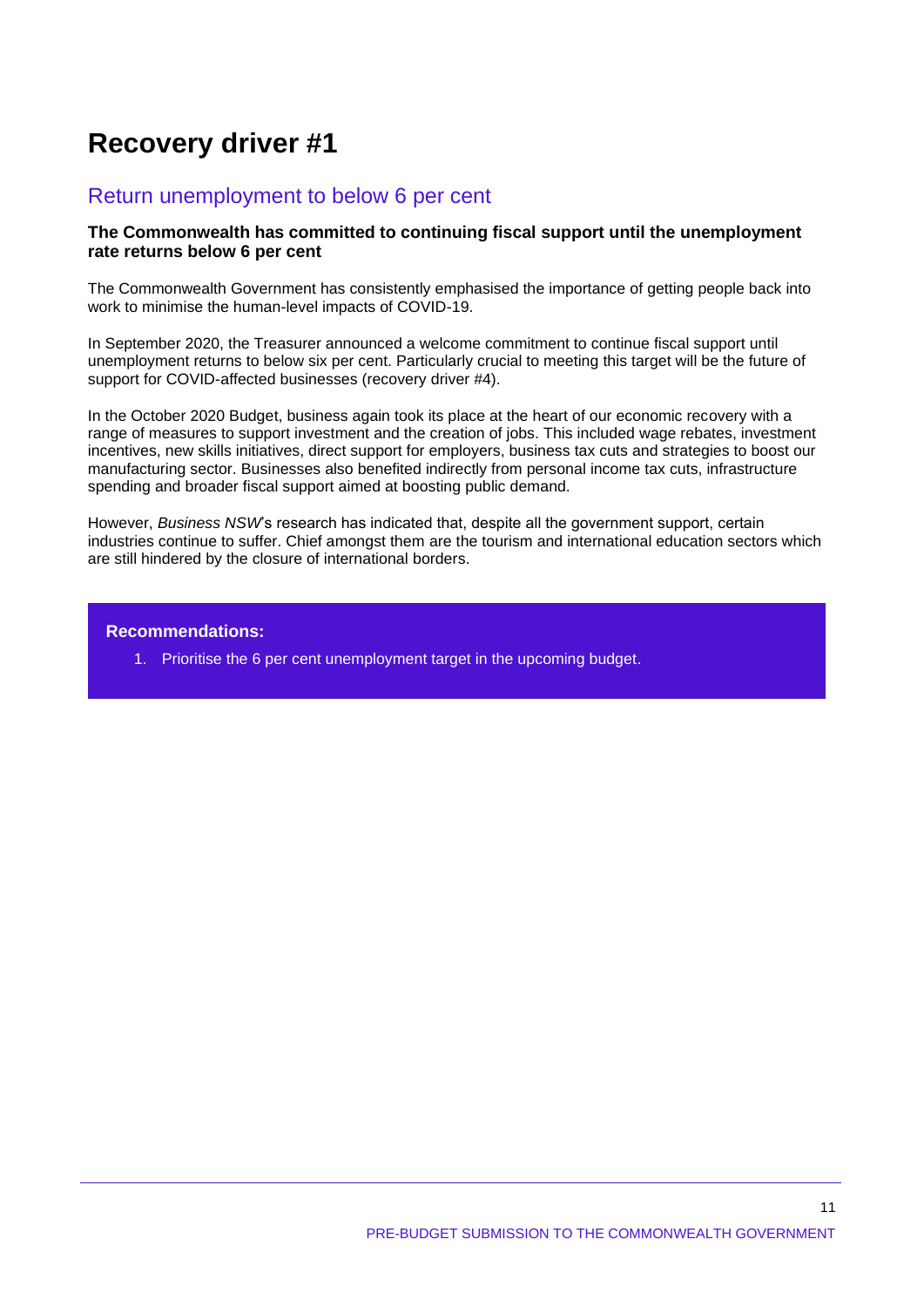# Recovery driver #1

## Return unemployment to below 6 per cent

**The Commonwealth has committed to continuing fiscal support until the unemployment rate returns below 6 per cent**

The Commonwealth Government has consistently emphasised the importance of getting people back into work to minimise the human-level impacts of COVID-19.

In September 2020, the Treasurer announced a welcome commitment to continue fiscal support until unemployment returns to below six per cent. Particularly crucial to meeting this target will be the future of support for COVID-affected businesses (recovery driver #4).

In the October 2020 Budget, business again took its place at the heart of our economic recovery with a range of measures to support investment and the creation of jobs. This included wage rebates, investment incentives, new skills initiatives, direct support for employers, business tax cuts and strategies to boost our manufacturing sector. Businesses also benefited indirectly from personal income tax cuts, infrastructure spending and broader fiscal support aimed at boosting public demand.

However, *Business NSW*'s research has indicated that, despite all the government support, certain industries continue to suffer. Chief amongst them are the tourism and international education sectors which are still hindered by the closure of international borders.

**Recommendations:**

1. Prioritise the 6 per cent unemployment target in the upcoming budget.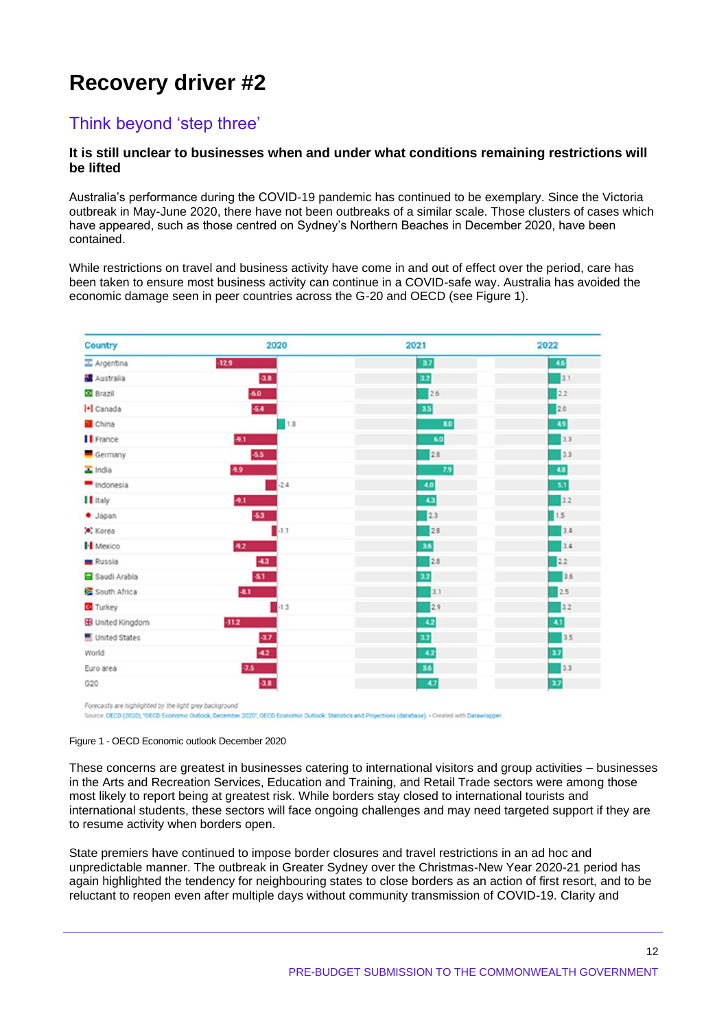# Recovery driver #2

## Think beyond 'step three'

**It is still unclear to businesses when and under what conditions remaining restrictions will be lifted**

Australia's performance during the COVID-19 pandemic has continued to be exemplary. Since the Victoria outbreak in May-June 2020, there have not been outbreaks of a similar scale. Those clusters of cases which have appeared, such as those centred on Sydney's Northern Beaches in December 2020, have been contained.

While restrictions on travel and business activity have come in and out of effect over the period, care has been taken to ensure most business activity can continue in a COVID-safe way. Australia has avoided the economic damage seen in peer countries across the G-20 and OECD (see Figure 1).

| Country | 2020 | 2021 | 2022 |
|---|---|---|---|
| Argentina | -12.9 | 3.7 | 4.6 |
| Australia | -3.8 | 3.2 | 3.1 |
| Brazil | -6.0 | 2.6 | 2.2 |
| Canada | -5.4 | 3.5 | 2.0 |
| China | 1.8 | 8.0 | 4.9 |
| France | -9.1 | 6.0 | 3.3 |
| Germany | -5.5 | 2.8 | 3.3 |
| India | -9.9 | 7.9 | 4.8 |
| Indonesia | -2.4 | 4.0 | 5.1 |
| Italy | -9.1 | 4.3 | 3.2 |
| Japan | -5.3 | 2.3 | 1.5 |
| Korea | -1.1 | 2.8 | 3.4 |
| Mexico | -9.2 | 3.6 | 3.4 |
| Russia | -4.3 | 2.8 | 2.2 |
| Saudi Arabia | -5.1 | 3.2 | 3.6 |
| South Africa | -8.1 | 3.1 | 2.5 |
| Turkey | -1.3 | 2.9 | 3.2 |
| United Kingdom | -11.2 | 4.2 | 4.1 |
| United States | -3.7 | 3.2 | 3.5 |
| World | -4.2 | 4.2 | 3.7 |
| Euro area | -7.5 | 3.6 | 3.3 |
| G20 | -3.8 | 4.7 | 3.7 |

*Forecasts are highlighted by the light grey background*

Source: OECD (2020), "OECD Economic Outlook, December 2020", OECD Economic Outlook: Statistics and Projections (database). • Created with Datawrapper

Figure 1 - OECD Economic outlook December 2020

These concerns are greatest in businesses catering to international visitors and group activities – businesses in the Arts and Recreation Services, Education and Training, and Retail Trade sectors were among those most likely to report being at greatest risk. While borders stay closed to international tourists and international students, these sectors will face ongoing challenges and may need targeted support if they are to resume activity when borders open.

State premiers have continued to impose border closures and travel restrictions in an ad hoc and unpredictable manner. The outbreak in Greater Sydney over the Christmas-New Year 2020-21 period has again highlighted the tendency for neighbouring states to close borders as an action of first resort, and to be reluctant to reopen even after multiple days without community transmission of COVID-19. Clarity and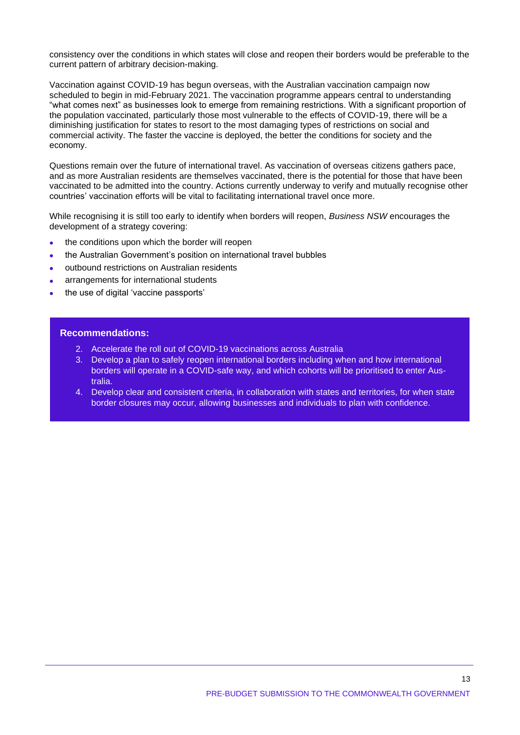consistency over the conditions in which states will close and reopen their borders would be preferable to the current pattern of arbitrary decision-making.

Vaccination against COVID-19 has begun overseas, with the Australian vaccination campaign now scheduled to begin in mid-February 2021. The vaccination programme appears central to understanding "what comes next" as businesses look to emerge from remaining restrictions. With a significant proportion of the population vaccinated, particularly those most vulnerable to the effects of COVID-19, there will be a diminishing justification for states to resort to the most damaging types of restrictions on social and commercial activity. The faster the vaccine is deployed, the better the conditions for society and the economy.

Questions remain over the future of international travel. As vaccination of overseas citizens gathers pace, and as more Australian residents are themselves vaccinated, there is the potential for those that have been vaccinated to be admitted into the country. Actions currently underway to verify and mutually recognise other countries' vaccination efforts will be vital to facilitating international travel once more.

While recognising it is still too early to identify when borders will reopen, *Business NSW* encourages the development of a strategy covering:

- the conditions upon which the border will reopen
- the Australian Government's position on international travel bubbles
- outbound restrictions on Australian residents
- arrangements for international students
- the use of digital 'vaccine passports'

**Recommendations:**

2. Accelerate the roll out of COVID-19 vaccinations across Australia
3. Develop a plan to safely reopen international borders including when and how international borders will operate in a COVID-safe way, and which cohorts will be prioritised to enter Australia.
4. Develop clear and consistent criteria, in collaboration with states and territories, for when state border closures may occur, allowing businesses and individuals to plan with confidence.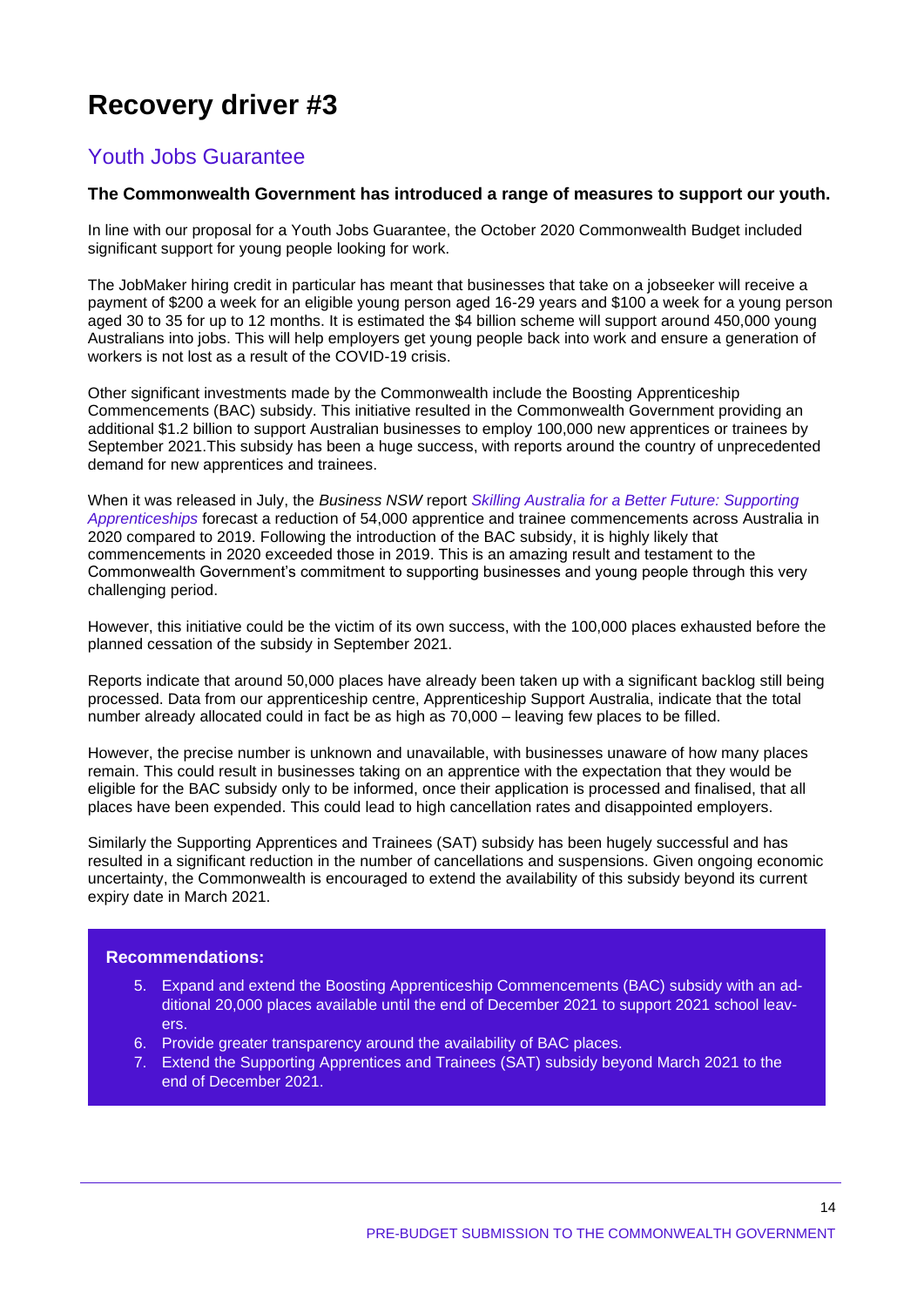# Recovery driver #3

## Youth Jobs Guarantee

**The Commonwealth Government has introduced a range of measures to support our youth.**

In line with our proposal for a Youth Jobs Guarantee, the October 2020 Commonwealth Budget included significant support for young people looking for work.

The JobMaker hiring credit in particular has meant that businesses that take on a jobseeker will receive a payment of $200 a week for an eligible young person aged 16-29 years and $100 a week for a young person aged 30 to 35 for up to 12 months. It is estimated the $4 billion scheme will support around 450,000 young Australians into jobs. This will help employers get young people back into work and ensure a generation of workers is not lost as a result of the COVID-19 crisis.

Other significant investments made by the Commonwealth include the Boosting Apprenticeship Commencements (BAC) subsidy. This initiative resulted in the Commonwealth Government providing an additional $1.2 billion to support Australian businesses to employ 100,000 new apprentices or trainees by September 2021.This subsidy has been a huge success, with reports around the country of unprecedented demand for new apprentices and trainees.

When it was released in July, the *Business NSW* report *Skilling Australia for a Better Future: Supporting Apprenticeships* forecast a reduction of 54,000 apprentice and trainee commencements across Australia in 2020 compared to 2019. Following the introduction of the BAC subsidy, it is highly likely that commencements in 2020 exceeded those in 2019. This is an amazing result and testament to the Commonwealth Government's commitment to supporting businesses and young people through this very challenging period.

However, this initiative could be the victim of its own success, with the 100,000 places exhausted before the planned cessation of the subsidy in September 2021.

Reports indicate that around 50,000 places have already been taken up with a significant backlog still being processed. Data from our apprenticeship centre, Apprenticeship Support Australia, indicate that the total number already allocated could in fact be as high as 70,000 – leaving few places to be filled.

However, the precise number is unknown and unavailable, with businesses unaware of how many places remain. This could result in businesses taking on an apprentice with the expectation that they would be eligible for the BAC subsidy only to be informed, once their application is processed and finalised, that all places have been expended. This could lead to high cancellation rates and disappointed employers.

Similarly the Supporting Apprentices and Trainees (SAT) subsidy has been hugely successful and has resulted in a significant reduction in the number of cancellations and suspensions. Given ongoing economic uncertainty, the Commonwealth is encouraged to extend the availability of this subsidy beyond its current expiry date in March 2021.

**Recommendations:**

5. Expand and extend the Boosting Apprenticeship Commencements (BAC) subsidy with an additional 20,000 places available until the end of December 2021 to support 2021 school leavers.
6. Provide greater transparency around the availability of BAC places.
7. Extend the Supporting Apprentices and Trainees (SAT) subsidy beyond March 2021 to the end of December 2021.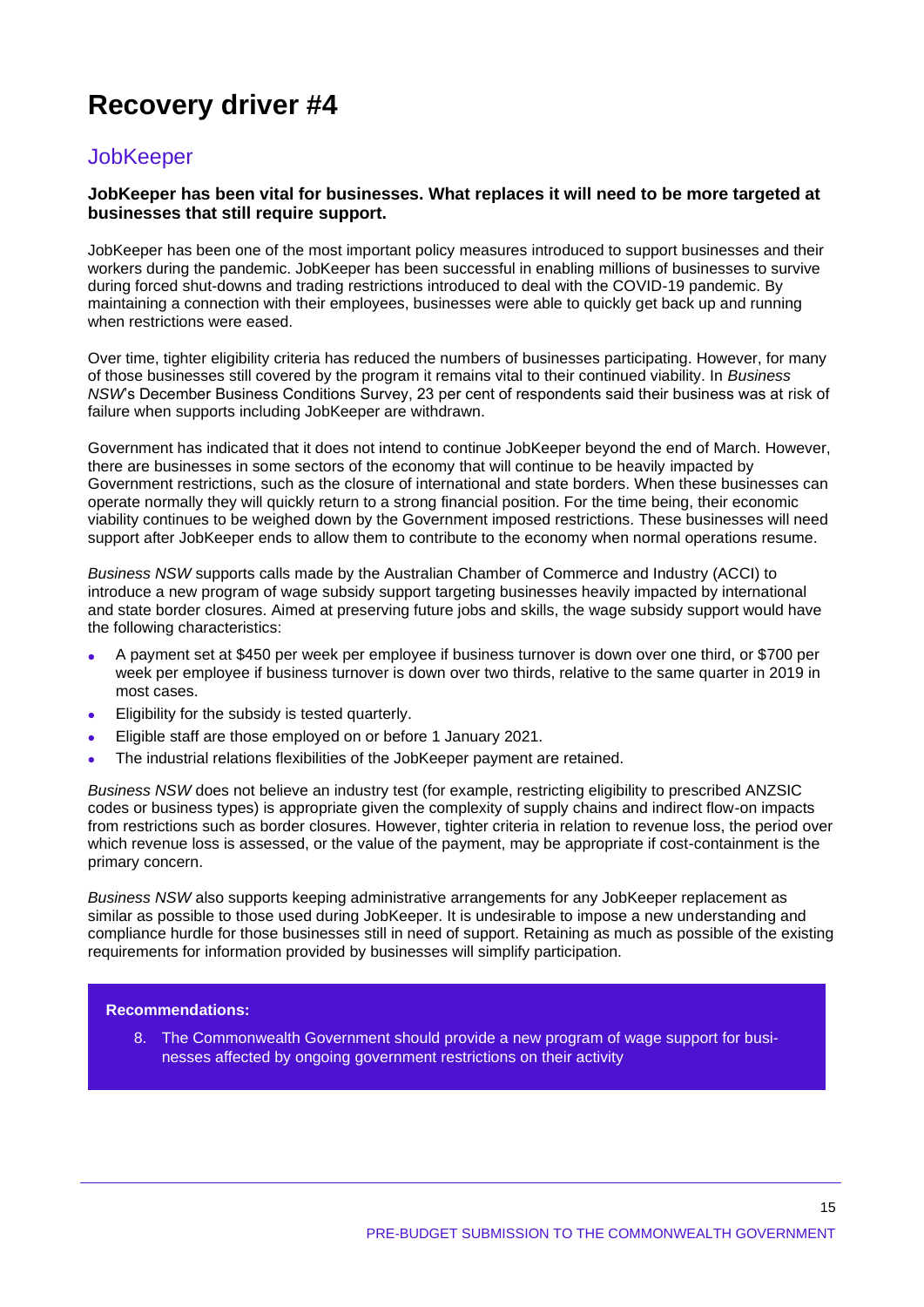# Recovery driver #4

## JobKeeper

**JobKeeper has been vital for businesses. What replaces it will need to be more targeted at businesses that still require support.**

JobKeeper has been one of the most important policy measures introduced to support businesses and their workers during the pandemic. JobKeeper has been successful in enabling millions of businesses to survive during forced shut-downs and trading restrictions introduced to deal with the COVID-19 pandemic. By maintaining a connection with their employees, businesses were able to quickly get back up and running when restrictions were eased.

Over time, tighter eligibility criteria has reduced the numbers of businesses participating. However, for many of those businesses still covered by the program it remains vital to their continued viability. In *Business NSW*'s December Business Conditions Survey, 23 per cent of respondents said their business was at risk of failure when supports including JobKeeper are withdrawn.

Government has indicated that it does not intend to continue JobKeeper beyond the end of March. However, there are businesses in some sectors of the economy that will continue to be heavily impacted by Government restrictions, such as the closure of international and state borders. When these businesses can operate normally they will quickly return to a strong financial position. For the time being, their economic viability continues to be weighed down by the Government imposed restrictions. These businesses will need support after JobKeeper ends to allow them to contribute to the economy when normal operations resume.

*Business NSW* supports calls made by the Australian Chamber of Commerce and Industry (ACCI) to introduce a new program of wage subsidy support targeting businesses heavily impacted by international and state border closures. Aimed at preserving future jobs and skills, the wage subsidy support would have the following characteristics:

- A payment set at $450 per week per employee if business turnover is down over one third, or $700 per week per employee if business turnover is down over two thirds, relative to the same quarter in 2019 in most cases.
- Eligibility for the subsidy is tested quarterly.
- Eligible staff are those employed on or before 1 January 2021.
- The industrial relations flexibilities of the JobKeeper payment are retained.

*Business NSW* does not believe an industry test (for example, restricting eligibility to prescribed ANZSIC codes or business types) is appropriate given the complexity of supply chains and indirect flow-on impacts from restrictions such as border closures. However, tighter criteria in relation to revenue loss, the period over which revenue loss is assessed, or the value of the payment, may be appropriate if cost-containment is the primary concern.

*Business NSW* also supports keeping administrative arrangements for any JobKeeper replacement as similar as possible to those used during JobKeeper. It is undesirable to impose a new understanding and compliance hurdle for those businesses still in need of support. Retaining as much as possible of the existing requirements for information provided by businesses will simplify participation.

**Recommendations:**

8. The Commonwealth Government should provide a new program of wage support for businesses affected by ongoing government restrictions on their activity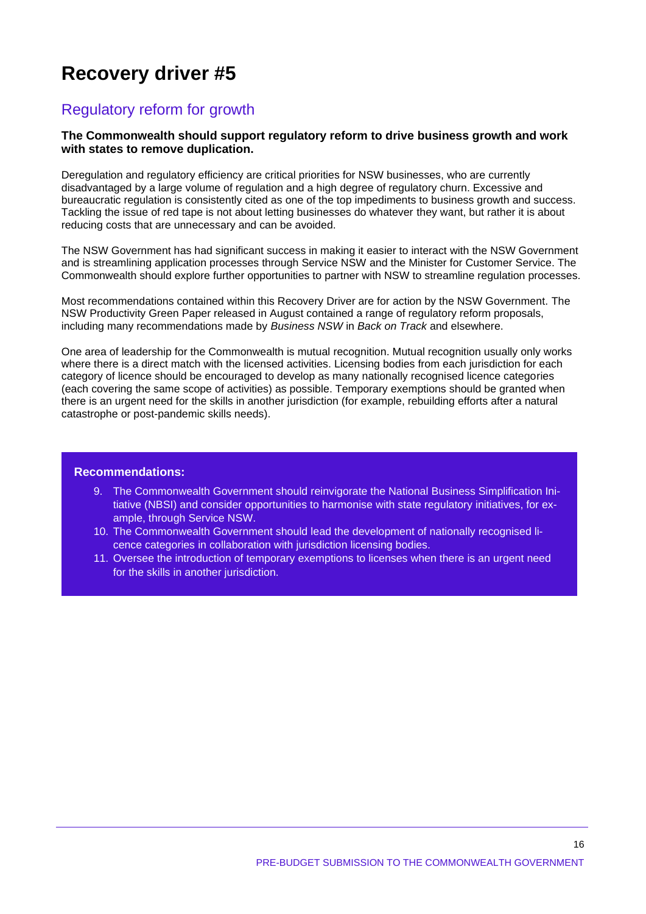# Recovery driver #5

## Regulatory reform for growth

**The Commonwealth should support regulatory reform to drive business growth and work with states to remove duplication.**

Deregulation and regulatory efficiency are critical priorities for NSW businesses, who are currently disadvantaged by a large volume of regulation and a high degree of regulatory churn. Excessive and bureaucratic regulation is consistently cited as one of the top impediments to business growth and success. Tackling the issue of red tape is not about letting businesses do whatever they want, but rather it is about reducing costs that are unnecessary and can be avoided.

The NSW Government has had significant success in making it easier to interact with the NSW Government and is streamlining application processes through Service NSW and the Minister for Customer Service. The Commonwealth should explore further opportunities to partner with NSW to streamline regulation processes.

Most recommendations contained within this Recovery Driver are for action by the NSW Government. The NSW Productivity Green Paper released in August contained a range of regulatory reform proposals, including many recommendations made by *Business NSW* in *Back on Track* and elsewhere.

One area of leadership for the Commonwealth is mutual recognition. Mutual recognition usually only works where there is a direct match with the licensed activities. Licensing bodies from each jurisdiction for each category of licence should be encouraged to develop as many nationally recognised licence categories (each covering the same scope of activities) as possible. Temporary exemptions should be granted when there is an urgent need for the skills in another jurisdiction (for example, rebuilding efforts after a natural catastrophe or post-pandemic skills needs).

**Recommendations:**

9. The Commonwealth Government should reinvigorate the National Business Simplification Initiative (NBSI) and consider opportunities to harmonise with state regulatory initiatives, for example, through Service NSW.
10. The Commonwealth Government should lead the development of nationally recognised licence categories in collaboration with jurisdiction licensing bodies.
11. Oversee the introduction of temporary exemptions to licenses when there is an urgent need for the skills in another jurisdiction.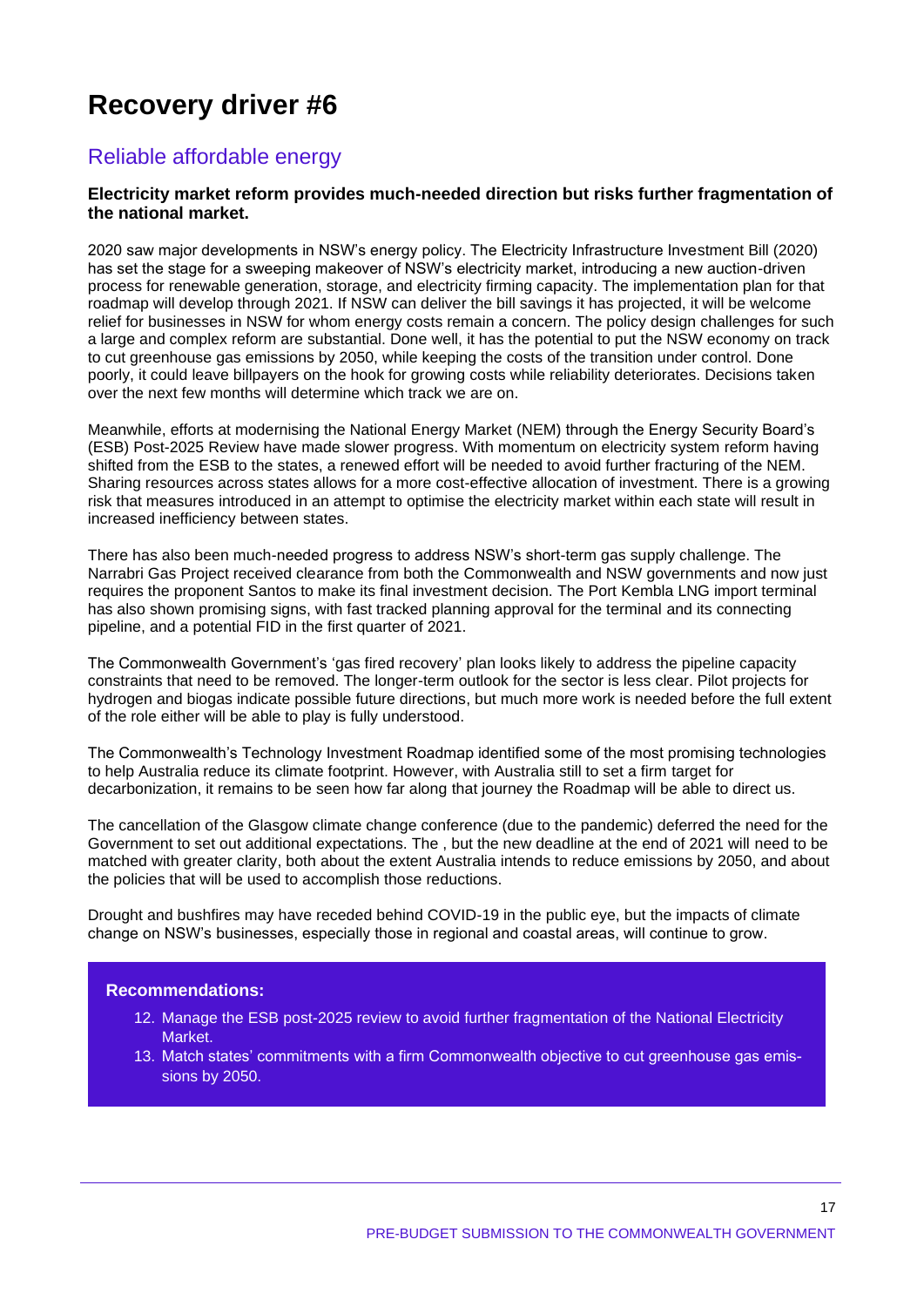# Recovery driver #6

## Reliable affordable energy

**Electricity market reform provides much-needed direction but risks further fragmentation of the national market.**

2020 saw major developments in NSW's energy policy. The Electricity Infrastructure Investment Bill (2020) has set the stage for a sweeping makeover of NSW's electricity market, introducing a new auction-driven process for renewable generation, storage, and electricity firming capacity. The implementation plan for that roadmap will develop through 2021. If NSW can deliver the bill savings it has projected, it will be welcome relief for businesses in NSW for whom energy costs remain a concern. The policy design challenges for such a large and complex reform are substantial. Done well, it has the potential to put the NSW economy on track to cut greenhouse gas emissions by 2050, while keeping the costs of the transition under control. Done poorly, it could leave billpayers on the hook for growing costs while reliability deteriorates. Decisions taken over the next few months will determine which track we are on.

Meanwhile, efforts at modernising the National Energy Market (NEM) through the Energy Security Board's (ESB) Post-2025 Review have made slower progress. With momentum on electricity system reform having shifted from the ESB to the states, a renewed effort will be needed to avoid further fracturing of the NEM. Sharing resources across states allows for a more cost-effective allocation of investment. There is a growing risk that measures introduced in an attempt to optimise the electricity market within each state will result in increased inefficiency between states.

There has also been much-needed progress to address NSW's short-term gas supply challenge. The Narrabri Gas Project received clearance from both the Commonwealth and NSW governments and now just requires the proponent Santos to make its final investment decision. The Port Kembla LNG import terminal has also shown promising signs, with fast tracked planning approval for the terminal and its connecting pipeline, and a potential FID in the first quarter of 2021.

The Commonwealth Government's 'gas fired recovery' plan looks likely to address the pipeline capacity constraints that need to be removed. The longer-term outlook for the sector is less clear. Pilot projects for hydrogen and biogas indicate possible future directions, but much more work is needed before the full extent of the role either will be able to play is fully understood.

The Commonwealth's Technology Investment Roadmap identified some of the most promising technologies to help Australia reduce its climate footprint. However, with Australia still to set a firm target for decarbonization, it remains to be seen how far along that journey the Roadmap will be able to direct us.

The cancellation of the Glasgow climate change conference (due to the pandemic) deferred the need for the Government to set out additional expectations. The , but the new deadline at the end of 2021 will need to be matched with greater clarity, both about the extent Australia intends to reduce emissions by 2050, and about the policies that will be used to accomplish those reductions.

Drought and bushfires may have receded behind COVID-19 in the public eye, but the impacts of climate change on NSW's businesses, especially those in regional and coastal areas, will continue to grow.

**Recommendations:**

12. Manage the ESB post-2025 review to avoid further fragmentation of the National Electricity Market.
13. Match states' commitments with a firm Commonwealth objective to cut greenhouse gas emissions by 2050.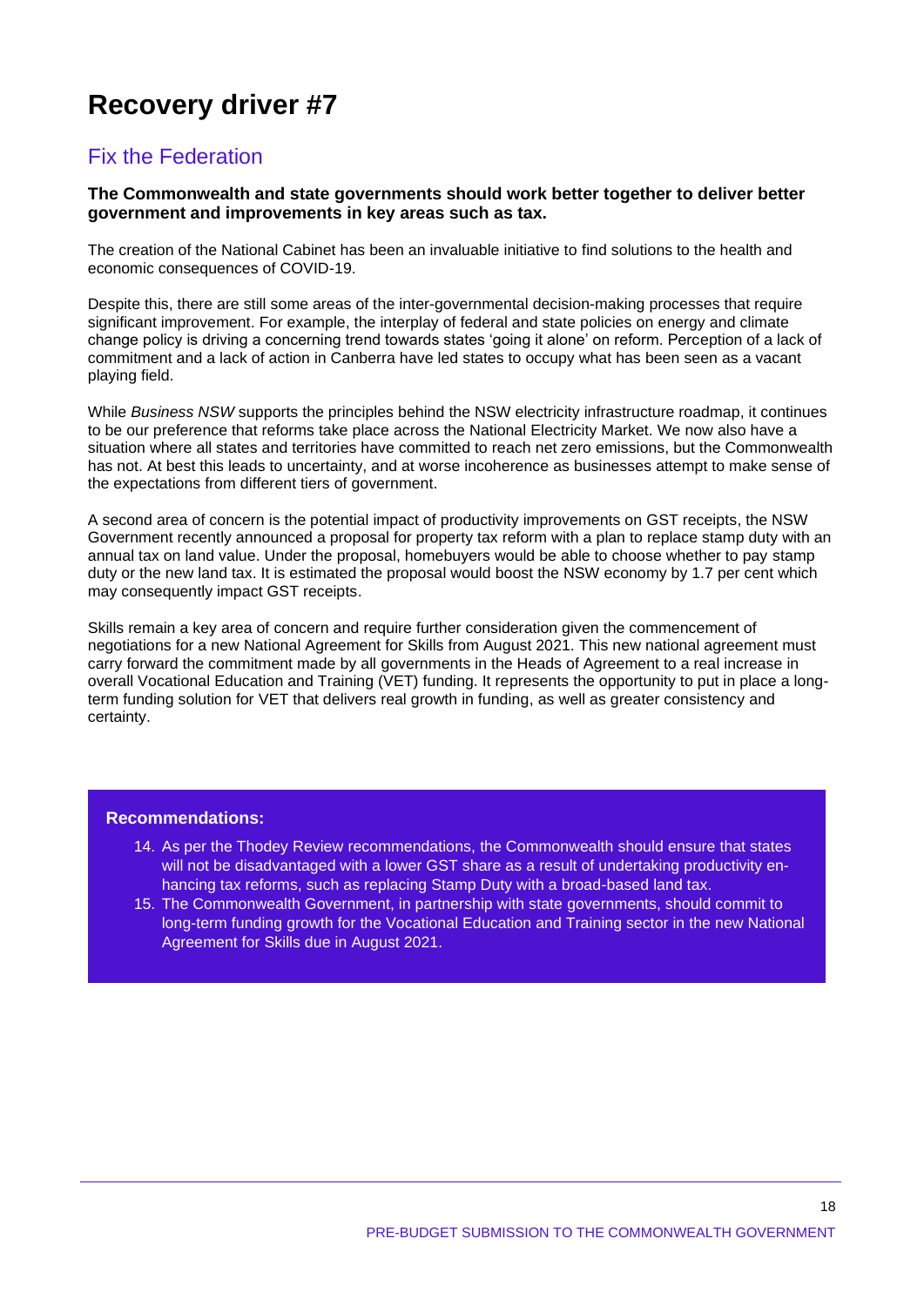# Recovery driver #7

## Fix the Federation

**The Commonwealth and state governments should work better together to deliver better government and improvements in key areas such as tax.**

The creation of the National Cabinet has been an invaluable initiative to find solutions to the health and economic consequences of COVID-19.

Despite this, there are still some areas of the inter-governmental decision-making processes that require significant improvement. For example, the interplay of federal and state policies on energy and climate change policy is driving a concerning trend towards states 'going it alone' on reform. Perception of a lack of commitment and a lack of action in Canberra have led states to occupy what has been seen as a vacant playing field.

While *Business NSW* supports the principles behind the NSW electricity infrastructure roadmap, it continues to be our preference that reforms take place across the National Electricity Market. We now also have a situation where all states and territories have committed to reach net zero emissions, but the Commonwealth has not. At best this leads to uncertainty, and at worse incoherence as businesses attempt to make sense of the expectations from different tiers of government.

A second area of concern is the potential impact of productivity improvements on GST receipts, the NSW Government recently announced a proposal for property tax reform with a plan to replace stamp duty with an annual tax on land value. Under the proposal, homebuyers would be able to choose whether to pay stamp duty or the new land tax. It is estimated the proposal would boost the NSW economy by 1.7 per cent which may consequently impact GST receipts.

Skills remain a key area of concern and require further consideration given the commencement of negotiations for a new National Agreement for Skills from August 2021. This new national agreement must carry forward the commitment made by all governments in the Heads of Agreement to a real increase in overall Vocational Education and Training (VET) funding. It represents the opportunity to put in place a long-term funding solution for VET that delivers real growth in funding, as well as greater consistency and certainty.

**Recommendations:**

14. As per the Thodey Review recommendations, the Commonwealth should ensure that states will not be disadvantaged with a lower GST share as a result of undertaking productivity enhancing tax reforms, such as replacing Stamp Duty with a broad-based land tax.
15. The Commonwealth Government, in partnership with state governments, should commit to long-term funding growth for the Vocational Education and Training sector in the new National Agreement for Skills due in August 2021.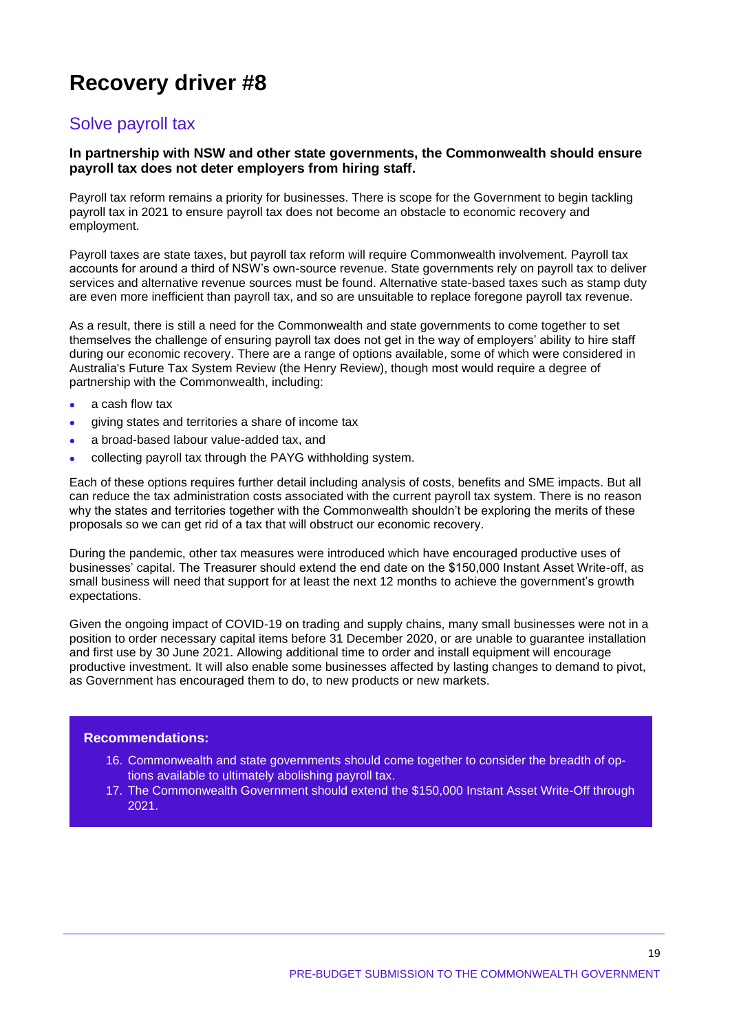# Recovery driver #8

## Solve payroll tax

**In partnership with NSW and other state governments, the Commonwealth should ensure payroll tax does not deter employers from hiring staff.**

Payroll tax reform remains a priority for businesses. There is scope for the Government to begin tackling payroll tax in 2021 to ensure payroll tax does not become an obstacle to economic recovery and employment.

Payroll taxes are state taxes, but payroll tax reform will require Commonwealth involvement. Payroll tax accounts for around a third of NSW's own-source revenue. State governments rely on payroll tax to deliver services and alternative revenue sources must be found. Alternative state-based taxes such as stamp duty are even more inefficient than payroll tax, and so are unsuitable to replace foregone payroll tax revenue.

As a result, there is still a need for the Commonwealth and state governments to come together to set themselves the challenge of ensuring payroll tax does not get in the way of employers' ability to hire staff during our economic recovery. There are a range of options available, some of which were considered in Australia's Future Tax System Review (the Henry Review), though most would require a degree of partnership with the Commonwealth, including:

- a cash flow tax
- giving states and territories a share of income tax
- a broad-based labour value-added tax, and
- collecting payroll tax through the PAYG withholding system.

Each of these options requires further detail including analysis of costs, benefits and SME impacts. But all can reduce the tax administration costs associated with the current payroll tax system. There is no reason why the states and territories together with the Commonwealth shouldn't be exploring the merits of these proposals so we can get rid of a tax that will obstruct our economic recovery.

During the pandemic, other tax measures were introduced which have encouraged productive uses of businesses' capital. The Treasurer should extend the end date on the $150,000 Instant Asset Write-off, as small business will need that support for at least the next 12 months to achieve the government's growth expectations.

Given the ongoing impact of COVID-19 on trading and supply chains, many small businesses were not in a position to order necessary capital items before 31 December 2020, or are unable to guarantee installation and first use by 30 June 2021. Allowing additional time to order and install equipment will encourage productive investment. It will also enable some businesses affected by lasting changes to demand to pivot, as Government has encouraged them to do, to new products or new markets.

**Recommendations:**

16. Commonwealth and state governments should come together to consider the breadth of options available to ultimately abolishing payroll tax.
17. The Commonwealth Government should extend the $150,000 Instant Asset Write-Off through 2021.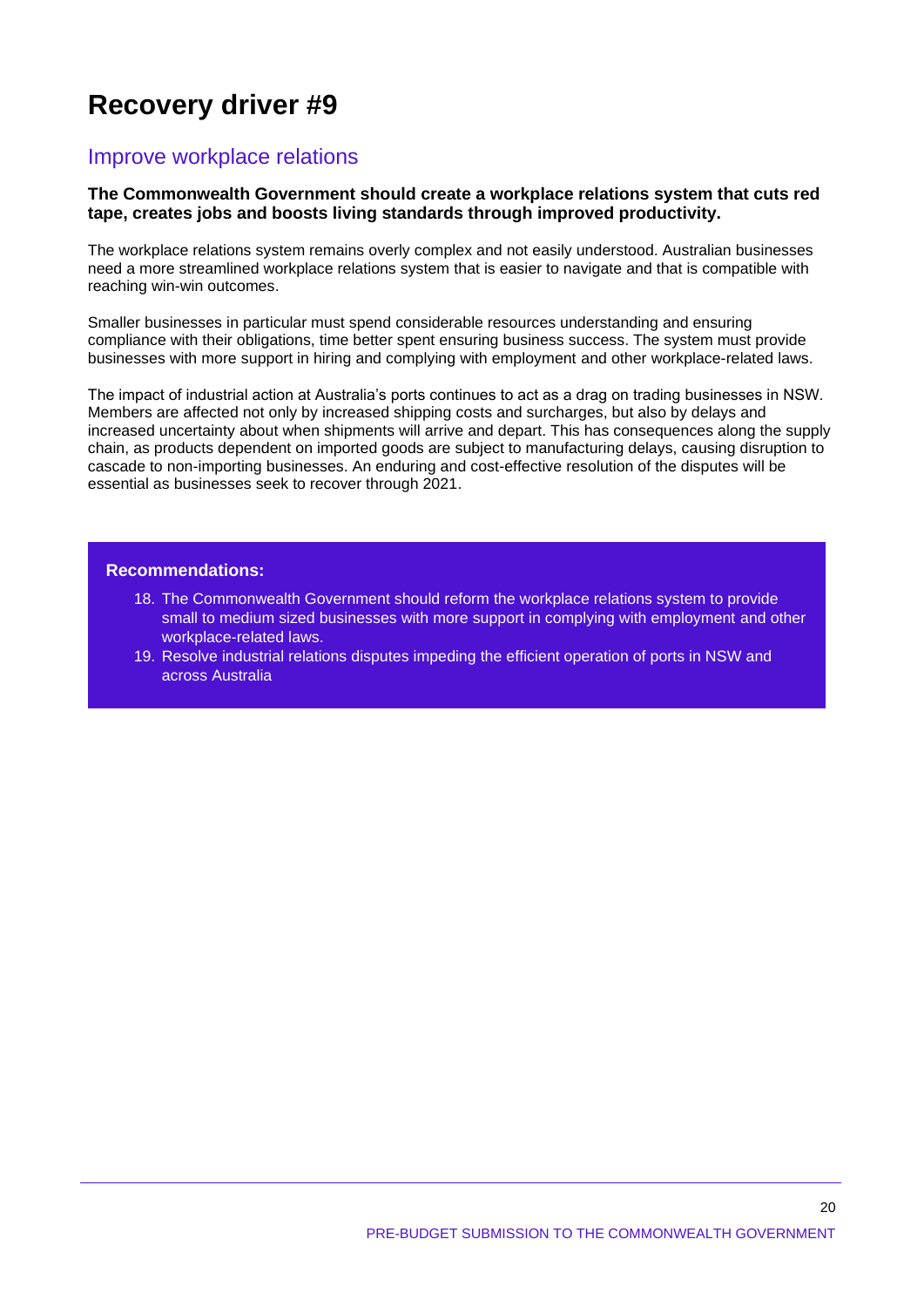# Recovery driver #9

## Improve workplace relations

**The Commonwealth Government should create a workplace relations system that cuts red tape, creates jobs and boosts living standards through improved productivity.**

The workplace relations system remains overly complex and not easily understood. Australian businesses need a more streamlined workplace relations system that is easier to navigate and that is compatible with reaching win-win outcomes.

Smaller businesses in particular must spend considerable resources understanding and ensuring compliance with their obligations, time better spent ensuring business success. The system must provide businesses with more support in hiring and complying with employment and other workplace-related laws.

The impact of industrial action at Australia's ports continues to act as a drag on trading businesses in NSW. Members are affected not only by increased shipping costs and surcharges, but also by delays and increased uncertainty about when shipments will arrive and depart. This has consequences along the supply chain, as products dependent on imported goods are subject to manufacturing delays, causing disruption to cascade to non-importing businesses. An enduring and cost-effective resolution of the disputes will be essential as businesses seek to recover through 2021.

**Recommendations:**

18. The Commonwealth Government should reform the workplace relations system to provide small to medium sized businesses with more support in complying with employment and other workplace-related laws.
19. Resolve industrial relations disputes impeding the efficient operation of ports in NSW and across Australia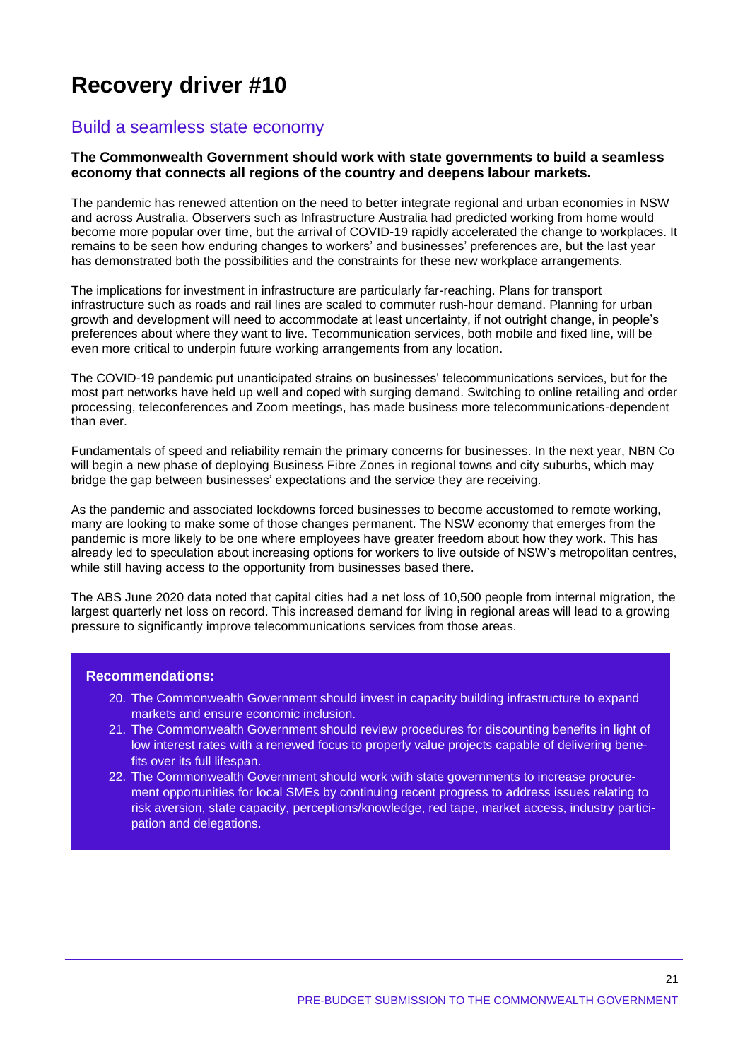# Recovery driver #10

## Build a seamless state economy

**The Commonwealth Government should work with state governments to build a seamless economy that connects all regions of the country and deepens labour markets.**

The pandemic has renewed attention on the need to better integrate regional and urban economies in NSW and across Australia. Observers such as Infrastructure Australia had predicted working from home would become more popular over time, but the arrival of COVID-19 rapidly accelerated the change to workplaces. It remains to be seen how enduring changes to workers' and businesses' preferences are, but the last year has demonstrated both the possibilities and the constraints for these new workplace arrangements.

The implications for investment in infrastructure are particularly far-reaching. Plans for transport infrastructure such as roads and rail lines are scaled to commuter rush-hour demand. Planning for urban growth and development will need to accommodate at least uncertainty, if not outright change, in people's preferences about where they want to live. Tecommunication services, both mobile and fixed line, will be even more critical to underpin future working arrangements from any location.

The COVID-19 pandemic put unanticipated strains on businesses' telecommunications services, but for the most part networks have held up well and coped with surging demand. Switching to online retailing and order processing, teleconferences and Zoom meetings, has made business more telecommunications-dependent than ever.

Fundamentals of speed and reliability remain the primary concerns for businesses. In the next year, NBN Co will begin a new phase of deploying Business Fibre Zones in regional towns and city suburbs, which may bridge the gap between businesses' expectations and the service they are receiving.

As the pandemic and associated lockdowns forced businesses to become accustomed to remote working, many are looking to make some of those changes permanent. The NSW economy that emerges from the pandemic is more likely to be one where employees have greater freedom about how they work. This has already led to speculation about increasing options for workers to live outside of NSW's metropolitan centres, while still having access to the opportunity from businesses based there.

The ABS June 2020 data noted that capital cities had a net loss of 10,500 people from internal migration, the largest quarterly net loss on record. This increased demand for living in regional areas will lead to a growing pressure to significantly improve telecommunications services from those areas.

**Recommendations:**

20. The Commonwealth Government should invest in capacity building infrastructure to expand markets and ensure economic inclusion.
21. The Commonwealth Government should review procedures for discounting benefits in light of low interest rates with a renewed focus to properly value projects capable of delivering benefits over its full lifespan.
22. The Commonwealth Government should work with state governments to increase procurement opportunities for local SMEs by continuing recent progress to address issues relating to risk aversion, state capacity, perceptions/knowledge, red tape, market access, industry participation and delegations.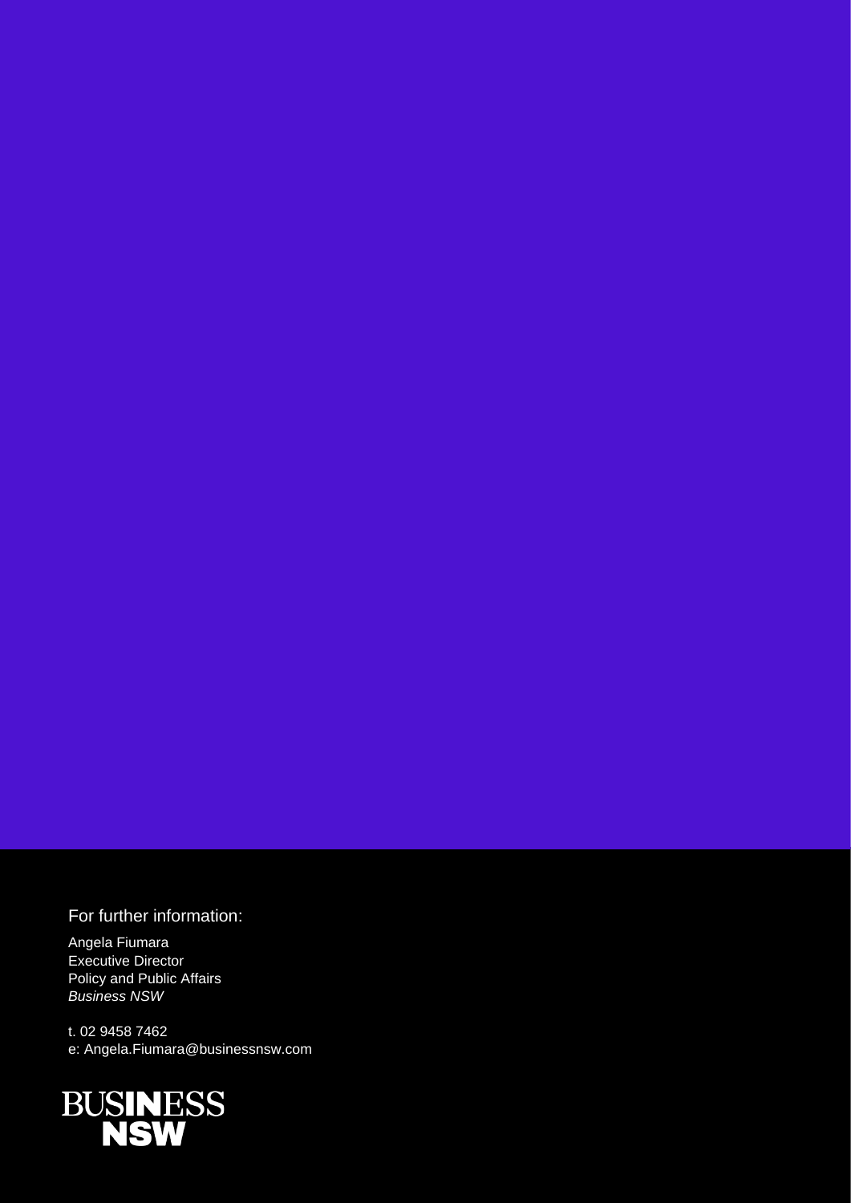For further information:

Angela Fiumara
Executive Director
Policy and Public Affairs
*Business NSW*

t. 02 9458 7462
e: Angela.Fiumara@businessnsw.com

BUSINESS
NSW